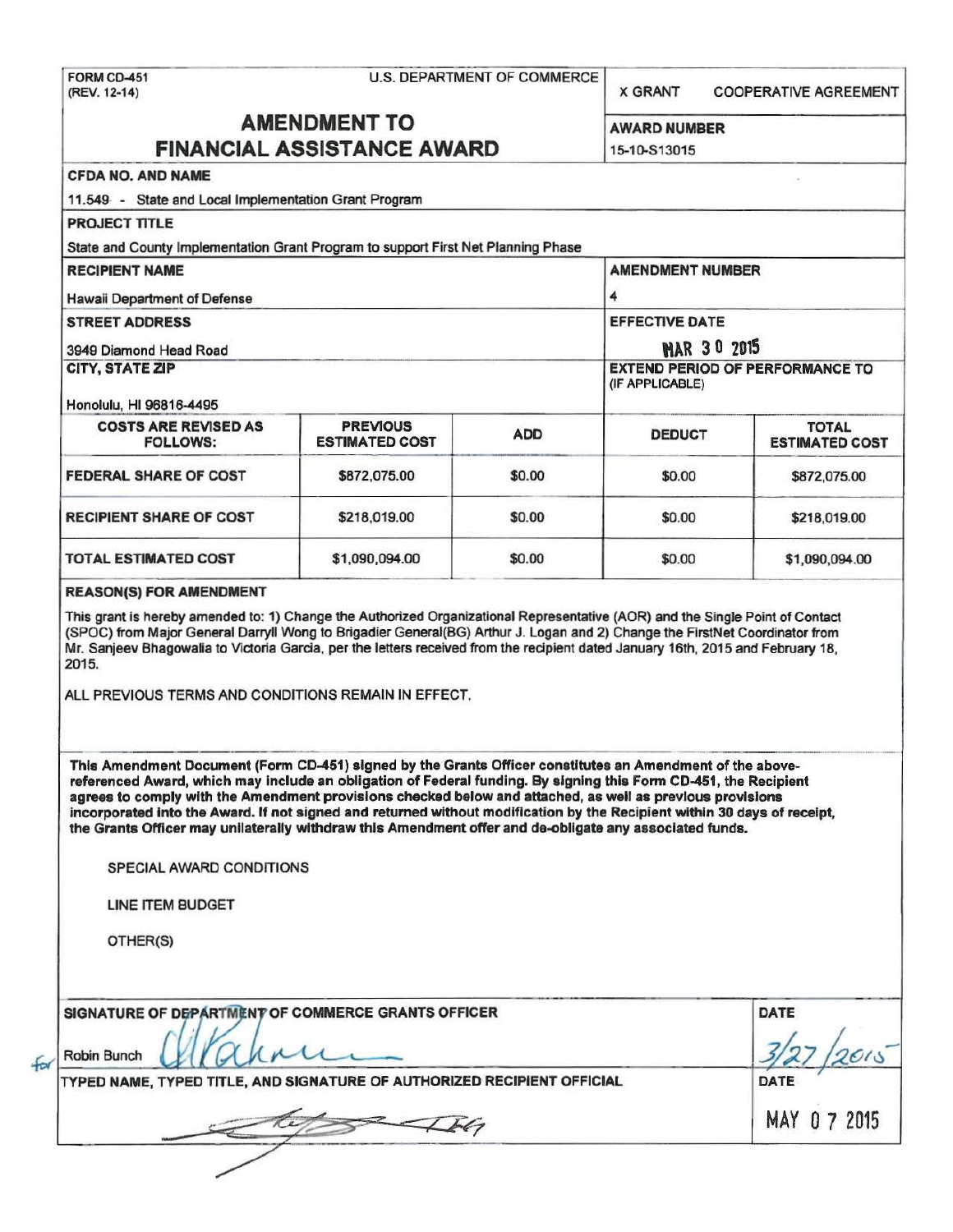FORM CD-451
(REV. 12-14)

U.S. DEPARTMENT OF COMMERCE

X GRANT   COOPERATIVE AGREEMENT

# AMENDMENT TO FINANCIAL ASSISTANCE AWARD

**AWARD NUMBER**

15-10-S13015

**CFDA NO. AND NAME**

11.549 - State and Local Implementation Grant Program

**PROJECT TITLE**

State and County Implementation Grant Program to support First Net Planning Phase

**RECIPIENT NAME**

Hawaii Department of Defense

**AMENDMENT NUMBER**

4

**STREET ADDRESS**

3949 Diamond Head Road

**EFFECTIVE DATE**

MAR 30 2015

**CITY, STATE ZIP**

Honolulu, HI 96816-4495

**EXTEND PERIOD OF PERFORMANCE TO (IF APPLICABLE)**

| COSTS ARE REVISED AS FOLLOWS: | PREVIOUS ESTIMATED COST | ADD | DEDUCT | TOTAL ESTIMATED COST |
|---|---|---|---|---|
| FEDERAL SHARE OF COST | $872,075.00 | $0.00 | $0.00 | $872,075.00 |
| RECIPIENT SHARE OF COST | $218,019.00 | $0.00 | $0.00 | $218,019.00 |
| TOTAL ESTIMATED COST | $1,090,094.00 | $0.00 | $0.00 | $1,090,094.00 |

**REASON(S) FOR AMENDMENT**

This grant is hereby amended to: 1) Change the Authorized Organizational Representative (AOR) and the Single Point of Contact (SPOC) from Major General Darryll Wong to Brigadier General(BG) Arthur J. Logan and 2) Change the FirstNet Coordinator from Mr. Sanjeev Bhagowalia to Victoria Garcia, per the letters received from the recipient dated January 16th, 2015 and February 18, 2015.

ALL PREVIOUS TERMS AND CONDITIONS REMAIN IN EFFECT.

**This Amendment Document (Form CD-451) signed by the Grants Officer constitutes an Amendment of the above-referenced Award, which may include an obligation of Federal funding. By signing this Form CD-451, the Recipient agrees to comply with the Amendment provisions checked below and attached, as well as previous provisions incorporated into the Award. If not signed and returned without modification by the Recipient within 30 days of receipt, the Grants Officer may unilaterally withdraw this Amendment offer and de-obligate any associated funds.**

SPECIAL AWARD CONDITIONS

LINE ITEM BUDGET

OTHER(S)

**SIGNATURE OF DEPARTMENT OF COMMERCE GRANTS OFFICER**

for Robin Bunch

**DATE**

3/27/2015

**TYPED NAME, TYPED TITLE, AND SIGNATURE OF AUTHORIZED RECIPIENT OFFICIAL**

**DATE**

MAY 07 2015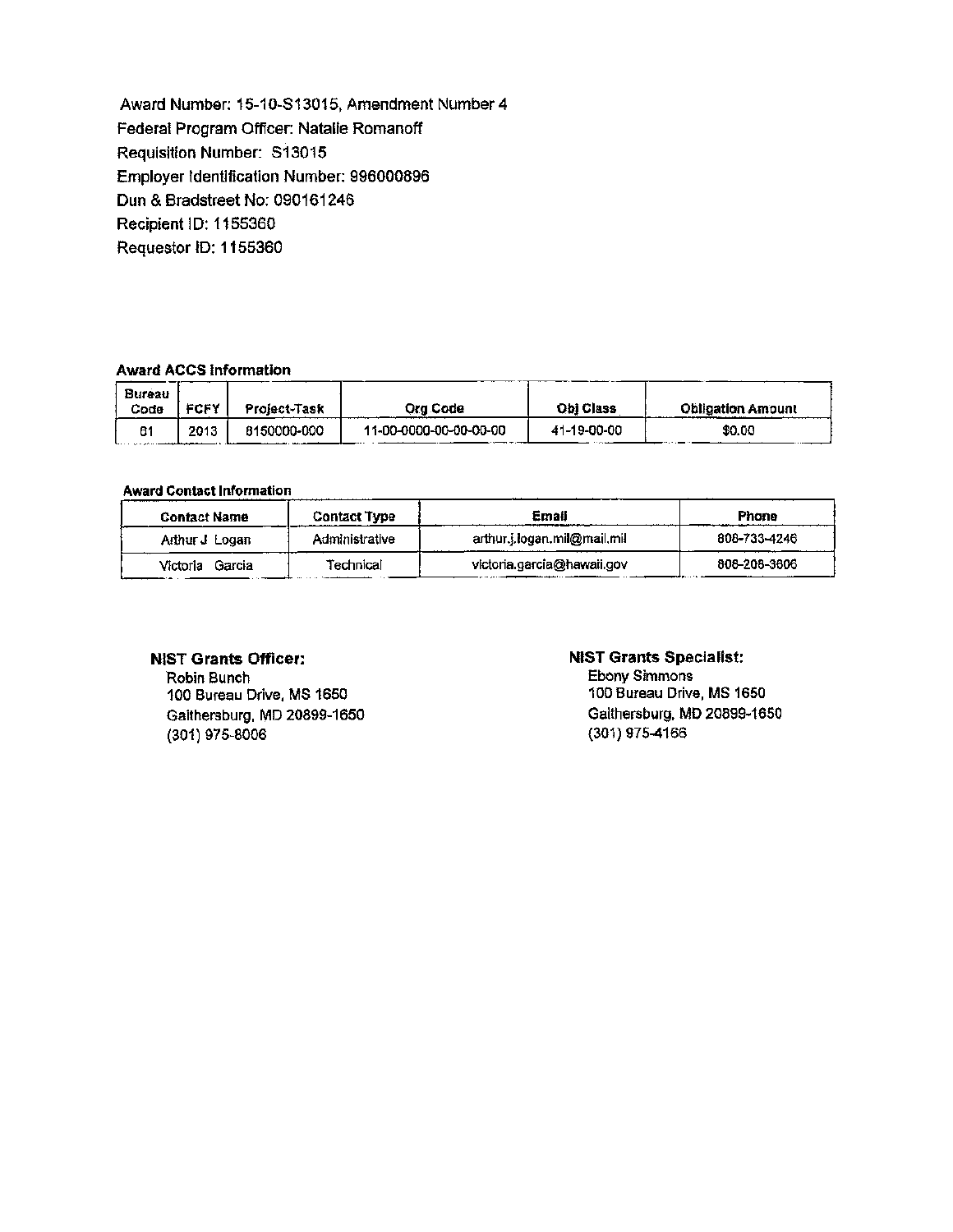Award Number: 15-10-S13015, Amendment Number 4
Federal Program Officer: Natalie Romanoff
Requisition Number: S13015
Employer Identification Number: 996000896
Dun & Bradstreet No: 090161246
Recipient ID: 1155360
Requestor ID: 1155360

**Award ACCS Information**

| Bureau Code | FCFY | Project-Task | Org Code | Obj Class | Obligation Amount |
|---|---|---|---|---|---|
| 61 | 2013 | 8150000-000 | 11-00-0000-00-00-00-00 | 41-19-00-00 | $0.00 |

**Award Contact Information**

| Contact Name | Contact Type | Email | Phone |
|---|---|---|---|
| Arthur J Logan | Administrative | arthur.j.logan.mil@mail.mil | 808-733-4246 |
| Victoria Garcia | Technical | victoria.garcia@hawaii.gov | 808-208-3606 |

**NIST Grants Officer:**
Robin Bunch
100 Bureau Drive, MS 1650
Gaithersburg, MD 20899-1650
(301) 975-8006

**NIST Grants Specialist:**
Ebony Simmons
100 Bureau Drive, MS 1650
Gaithersburg, MD 20899-1650
(301) 975-4166